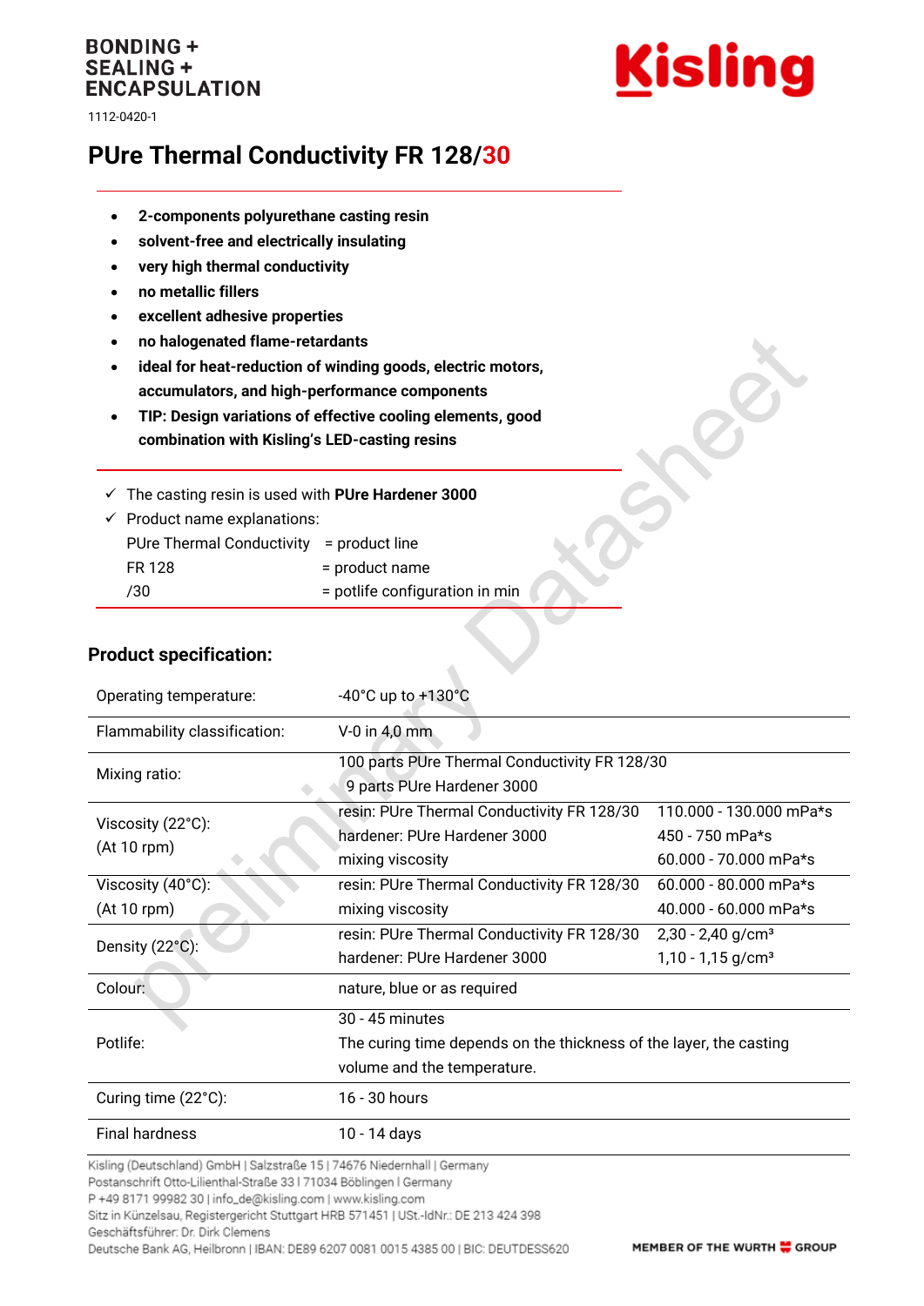BONDING +
SEALING +
ENCAPSULATION

1112-0420-1

# PUre Thermal Conductivity FR 128/30

- **2-components polyurethane casting resin**
- **solvent-free and electrically insulating**
- **very high thermal conductivity**
- **no metallic fillers**
- **excellent adhesive properties**
- **no halogenated flame-retardants**
- **ideal for heat-reduction of winding goods, electric motors, accumulators, and high-performance components**
- **TIP: Design variations of effective cooling elements, good combination with Kisling's LED-casting resins**

✓ The casting resin is used with **PUre Hardener 3000**

✓ Product name explanations:

| | |
|---|---|
| PUre Thermal Conductivity | = product line |
| FR 128 | = product name |
| /30 | = potlife configuration in min |

## Product specification:

| | | |
|---|---|---|
| Operating temperature: | -40°C up to +130°C | |
| Flammability classification: | V-0 in 4,0 mm | |
| Mixing ratio: | 100 parts PUre Thermal Conductivity FR 128/30<br>9 parts PUre Hardener 3000 | |
| Viscosity (22°C):<br>(At 10 rpm) | resin: PUre Thermal Conductivity FR 128/30<br>hardener: PUre Hardener 3000<br>mixing viscosity | 110.000 - 130.000 mPa*s<br>450 - 750 mPa*s<br>60.000 - 70.000 mPa*s |
| Viscosity (40°C):<br>(At 10 rpm) | resin: PUre Thermal Conductivity FR 128/30<br>mixing viscosity | 60.000 - 80.000 mPa*s<br>40.000 - 60.000 mPa*s |
| Density (22°C): | resin: PUre Thermal Conductivity FR 128/30<br>hardener: PUre Hardener 3000 | 2,30 - 2,40 g/cm³<br>1,10 - 1,15 g/cm³ |
| Colour: | nature, blue or as required | |
| Potlife: | 30 - 45 minutes<br>The curing time depends on the thickness of the layer, the casting volume and the temperature. | |
| Curing time (22°C): | 16 - 30 hours | |
| Final hardness | 10 - 14 days | |

Kisling (Deutschland) GmbH | Salzstraße 15 | 74676 Niedernhall | Germany
Postanschrift Otto-Lilienthal-Straße 33 | 71034 Böblingen | Germany
P +49 8171 99982 30 | info_de@kisling.com | www.kisling.com
Sitz in Künzelsau, Registergericht Stuttgart HRB 571451 | USt.-IdNr.: DE 213 424 398
Geschäftsführer: Dr. Dirk Clemens
Deutsche Bank AG, Heilbronn | IBAN: DE89 6207 0081 0015 4385 00 | BIC: DEUTDESS620

MEMBER OF THE WURTH GROUP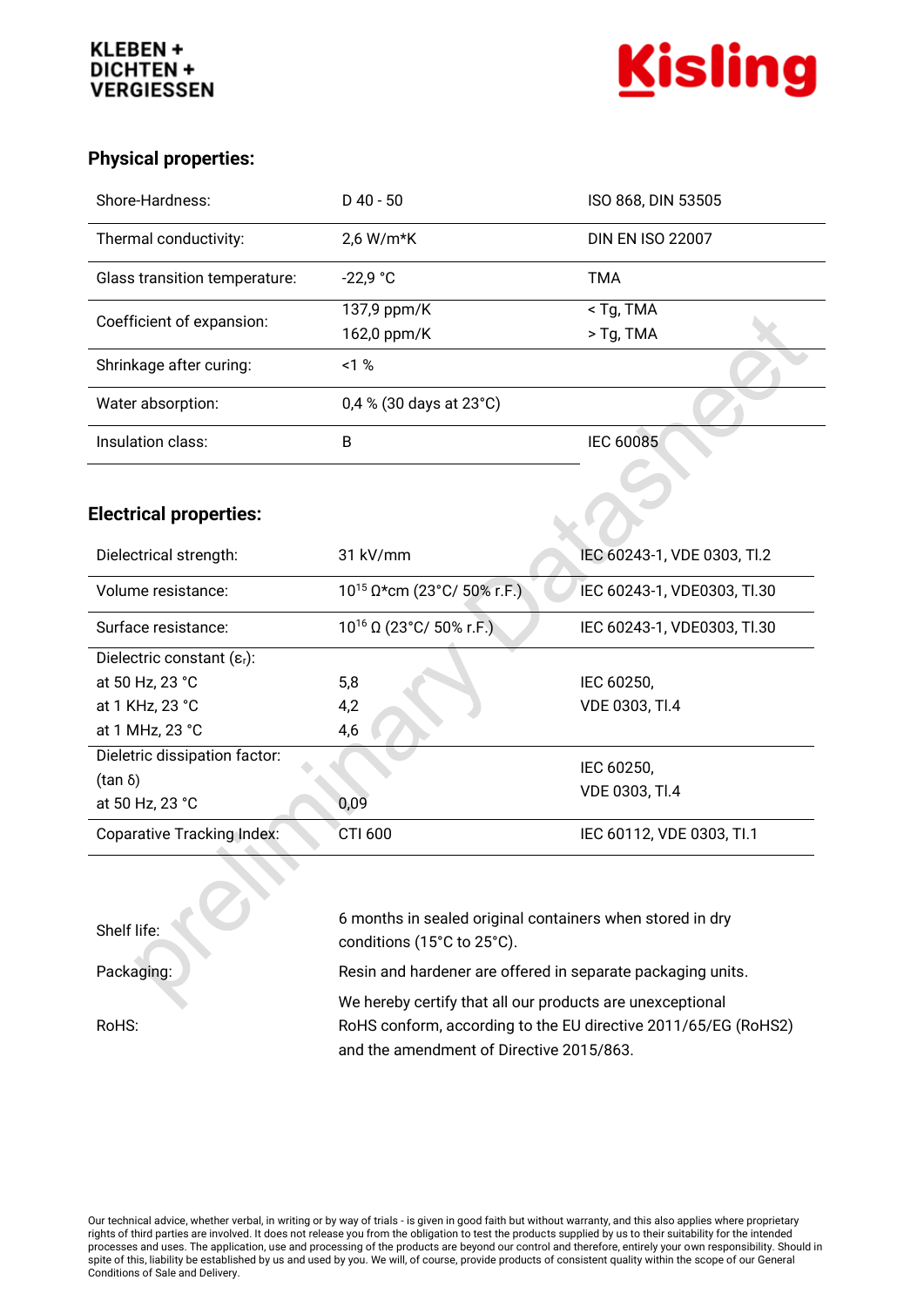## Physical properties:

| | | |
|---|---|---|
| Shore-Hardness: | D 40 - 50 | ISO 868, DIN 53505 |
| Thermal conductivity: | 2,6 W/m*K | DIN EN ISO 22007 |
| Glass transition temperature: | -22,9 °C | TMA |
| Coefficient of expansion: | 137,9 ppm/K<br>162,0 ppm/K | < Tg, TMA<br>> Tg, TMA |
| Shrinkage after curing: | <1 % | |
| Water absorption: | 0,4 % (30 days at 23°C) | |
| Insulation class: | B | IEC 60085 |

## Electrical properties:

| | | |
|---|---|---|
| Dielectrical strength: | 31 kV/mm | IEC 60243-1, VDE 0303, Tl.2 |
| Volume resistance: | $10^{15}$ Ω*cm (23°C/ 50% r.F.) | IEC 60243-1, VDE0303, Tl.30 |
| Surface resistance: | $10^{16}$ Ω (23°C/ 50% r.F.) | IEC 60243-1, VDE0303, Tl.30 |
| Dielectric constant ($\varepsilon_r$):<br>at 50 Hz, 23 °C<br>at 1 KHz, 23 °C<br>at 1 MHz, 23 °C | <br>5,8<br>4,2<br>4,6 | IEC 60250,<br>VDE 0303, Tl.4 |
| Dieletric dissipation factor:<br>(tan δ)<br>at 50 Hz, 23 °C | <br><br>0,09 | IEC 60250,<br>VDE 0303, Tl.4 |
| Coparative Tracking Index: | CTI 600 | IEC 60112, VDE 0303, Tl.1 |

| | |
|---|---|
| Shelf life: | 6 months in sealed original containers when stored in dry conditions (15°C to 25°C). |
| Packaging: | Resin and hardener are offered in separate packaging units. |
| RoHS: | We hereby certify that all our products are unexceptional RoHS conform, according to the EU directive 2011/65/EG (RoHS2) and the amendment of Directive 2015/863. |

Our technical advice, whether verbal, in writing or by way of trials - is given in good faith but without warranty, and this also applies where proprietary rights of third parties are involved. It does not release you from the obligation to test the products supplied by us to their suitability for the intended processes and uses. The application, use and processing of the products are beyond our control and therefore, entirely your own responsibility. Should in spite of this, liability be established by us and used by you. We will, of course, provide products of consistent quality within the scope of our General Conditions of Sale and Delivery.